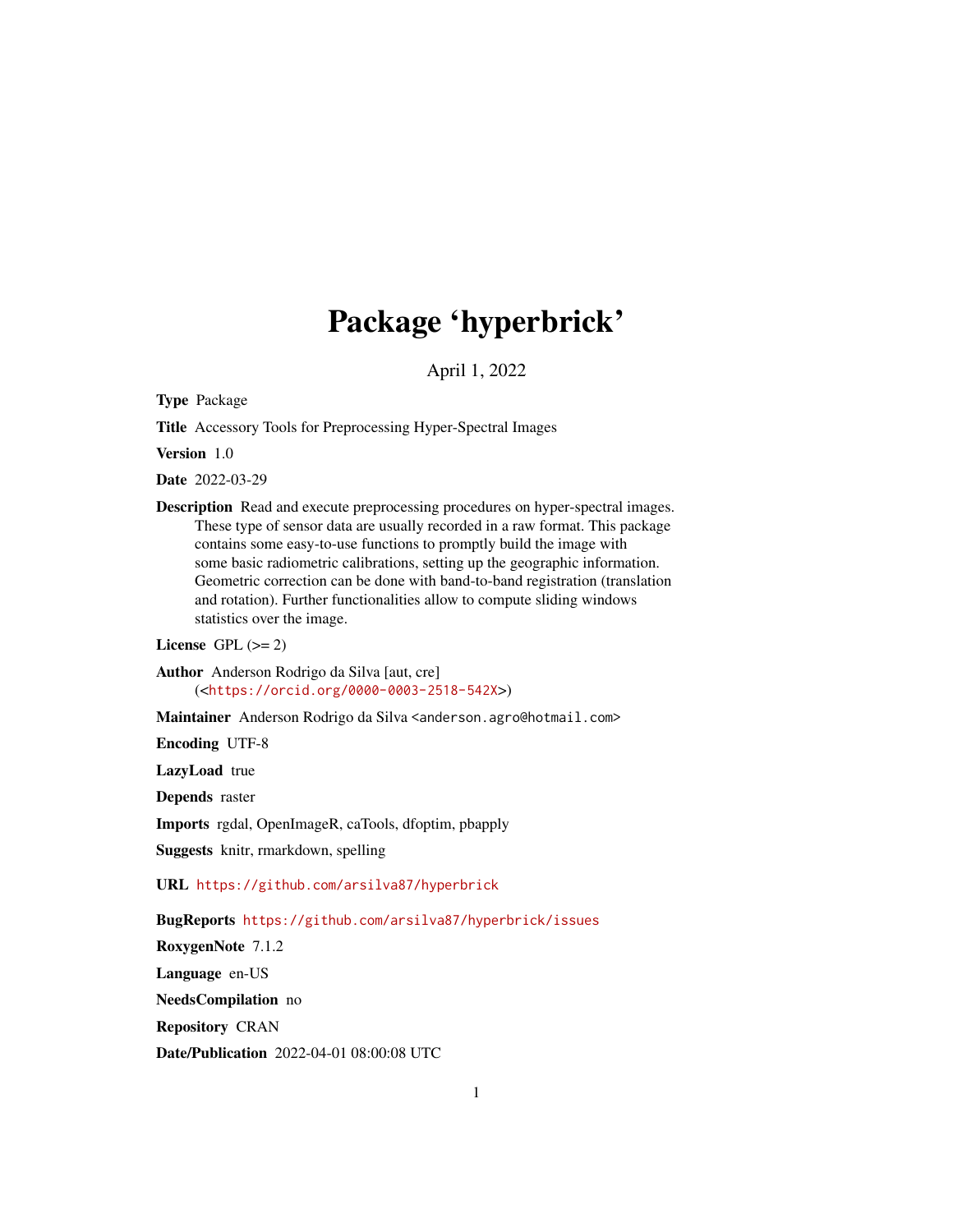# Package 'hyperbrick'

April 1, 2022

**Type** Package

**Title** Accessory Tools for Preprocessing Hyper-Spectral Images

**Version** 1.0

**Date** 2022-03-29

**Description** Read and execute preprocessing procedures on hyper-spectral images. These type of sensor data are usually recorded in a raw format. This package contains some easy-to-use functions to promptly build the image with some basic radiometric calibrations, setting up the geographic information. Geometric correction can be done with band-to-band registration (translation and rotation). Further functionalities allow to compute sliding windows statistics over the image.

**License** GPL (>= 2)

**Author** Anderson Rodrigo da Silva [aut, cre] (<https://orcid.org/0000-0003-2518-542X>)

**Maintainer** Anderson Rodrigo da Silva <anderson.agro@hotmail.com>

**Encoding** UTF-8

**LazyLoad** true

**Depends** raster

**Imports** rgdal, OpenImageR, caTools, dfoptim, pbapply

**Suggests** knitr, rmarkdown, spelling

**URL** https://github.com/arsilva87/hyperbrick

**BugReports** https://github.com/arsilva87/hyperbrick/issues

**RoxygenNote** 7.1.2

**Language** en-US

**NeedsCompilation** no

**Repository** CRAN

**Date/Publication** 2022-04-01 08:00:08 UTC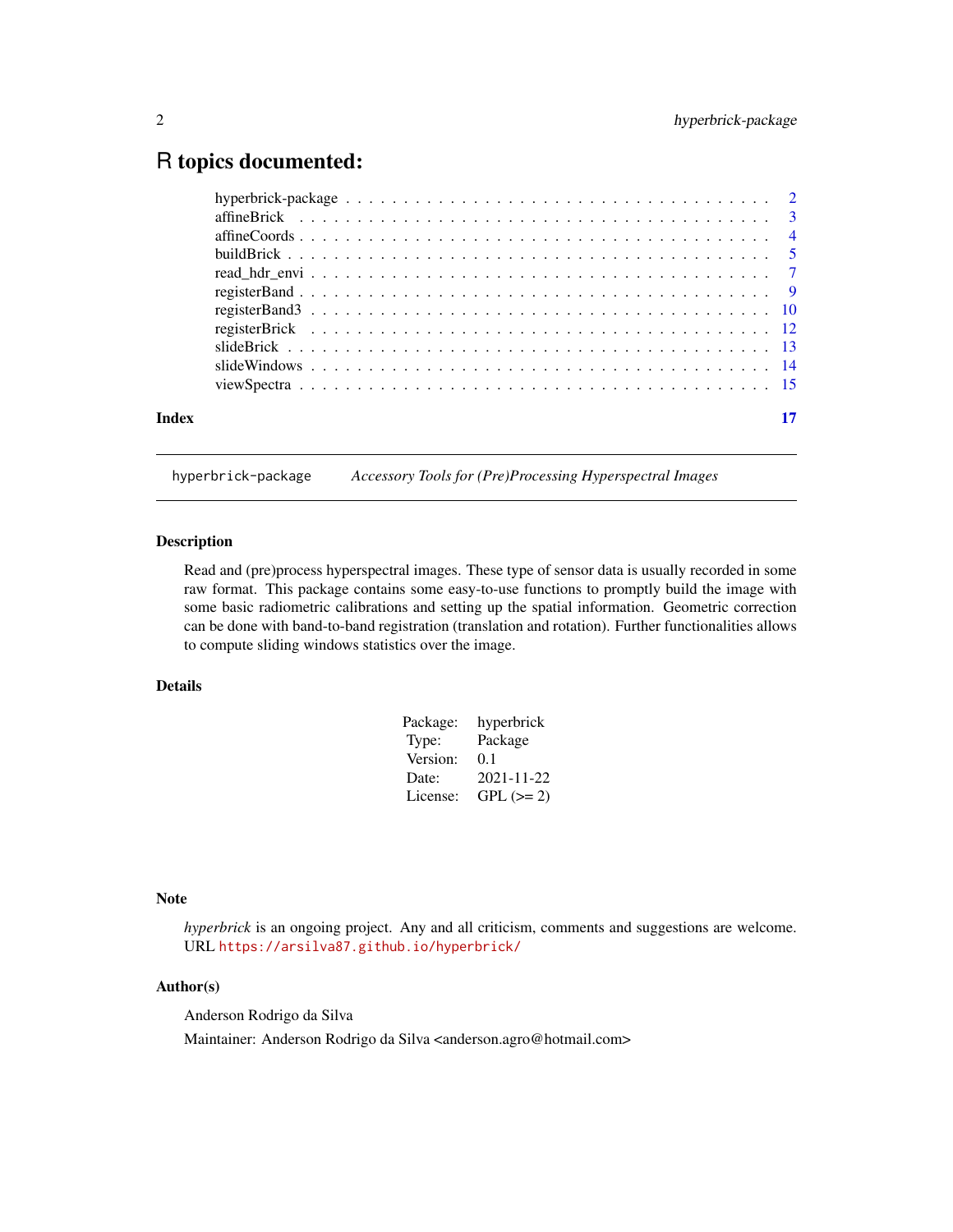# R topics documented:

| | |
|---|---|
| hyperbrick-package | 2 |
| affineBrick | 3 |
| affineCoords | 4 |
| buildBrick | 5 |
| read_hdr_envi | 7 |
| registerBand | 9 |
| registerBand3 | 10 |
| registerBrick | 12 |
| slideBrick | 13 |
| slideWindows | 14 |
| viewSpectra | 15 |

**Index** 17

---

`hyperbrick-package` *Accessory Tools for (Pre)Processing Hyperspectral Images*

---

## Description

Read and (pre)process hyperspectral images. These type of sensor data is usually recorded in some raw format. This package contains some easy-to-use functions to promptly build the image with some basic radiometric calibrations and setting up the spatial information. Geometric correction can be done with band-to-band registration (translation and rotation). Further functionalities allows to compute sliding windows statistics over the image.

## Details

| | |
|---|---|
| Package: | hyperbrick |
| Type: | Package |
| Version: | 0.1 |
| Date: | 2021-11-22 |
| License: | GPL (>= 2) |

## Note

*hyperbrick* is an ongoing project. Any and all criticism, comments and suggestions are welcome. URL https://arsilva87.github.io/hyperbrick/

## Author(s)

Anderson Rodrigo da Silva

Maintainer: Anderson Rodrigo da Silva <anderson.agro@hotmail.com>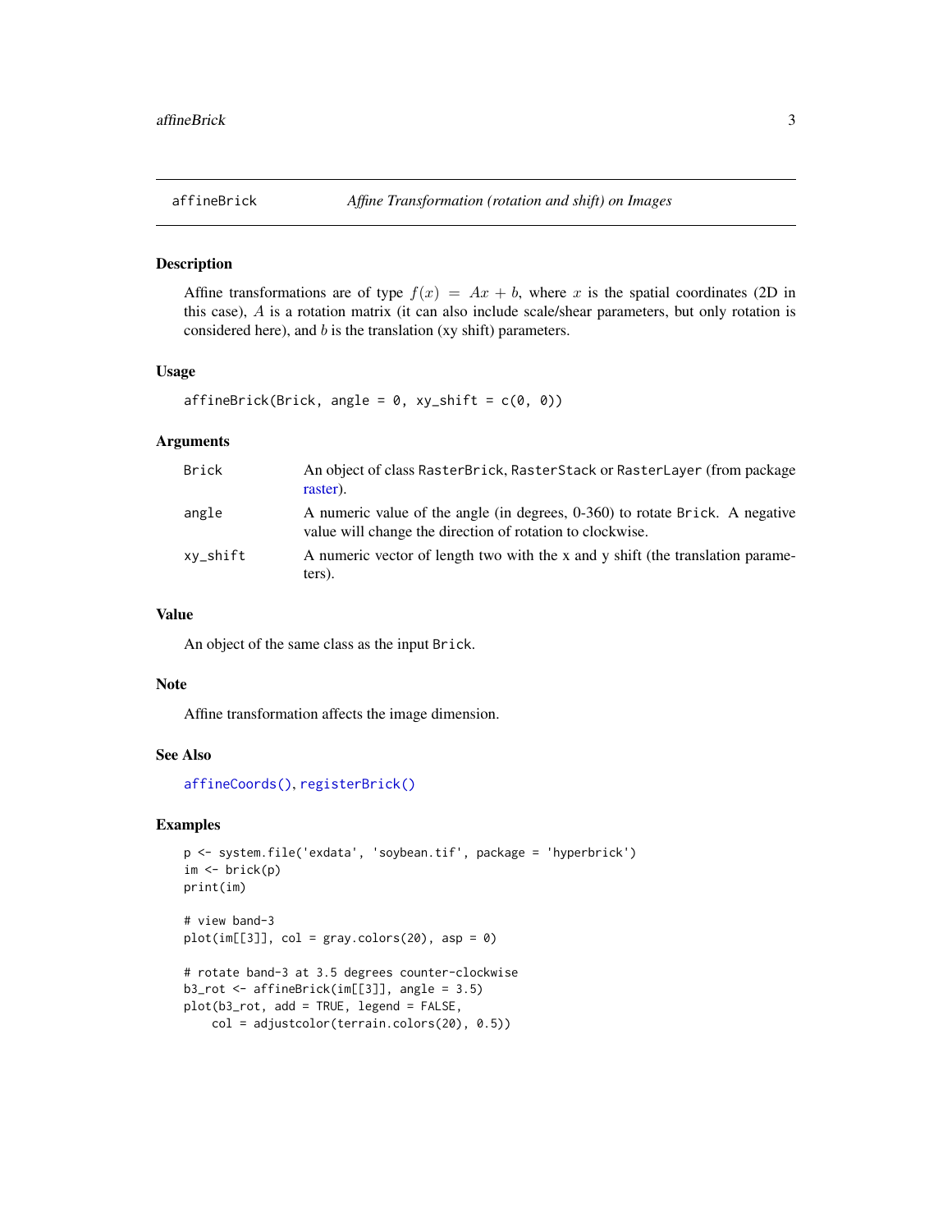# affineBrick — *Affine Transformation (rotation and shift) on Images*

## Description

Affine transformations are of type $f(x) = Ax + b$, where $x$ is the spatial coordinates (2D in this case), $A$ is a rotation matrix (it can also include scale/shear parameters, but only rotation is considered here), and $b$ is the translation (xy shift) parameters.

## Usage

```
affineBrick(Brick, angle = 0, xy_shift = c(0, 0))
```

## Arguments

| | |
|---|---|
| `Brick` | An object of class `RasterBrick`, `RasterStack` or `RasterLayer` (from package raster). |
| `angle` | A numeric value of the angle (in degrees, 0-360) to rotate `Brick`. A negative value will change the direction of rotation to clockwise. |
| `xy_shift` | A numeric vector of length two with the x and y shift (the translation parameters). |

## Value

An object of the same class as the input `Brick`.

## Note

Affine transformation affects the image dimension.

## See Also

`affineCoords()`, `registerBrick()`

## Examples

```
p <- system.file('exdata', 'soybean.tif', package = 'hyperbrick')
im <- brick(p)
print(im)

# view band-3
plot(im[[3]], col = gray.colors(20), asp = 0)

# rotate band-3 at 3.5 degrees counter-clockwise
b3_rot <- affineBrick(im[[3]], angle = 3.5)
plot(b3_rot, add = TRUE, legend = FALSE,
    col = adjustcolor(terrain.colors(20), 0.5))
```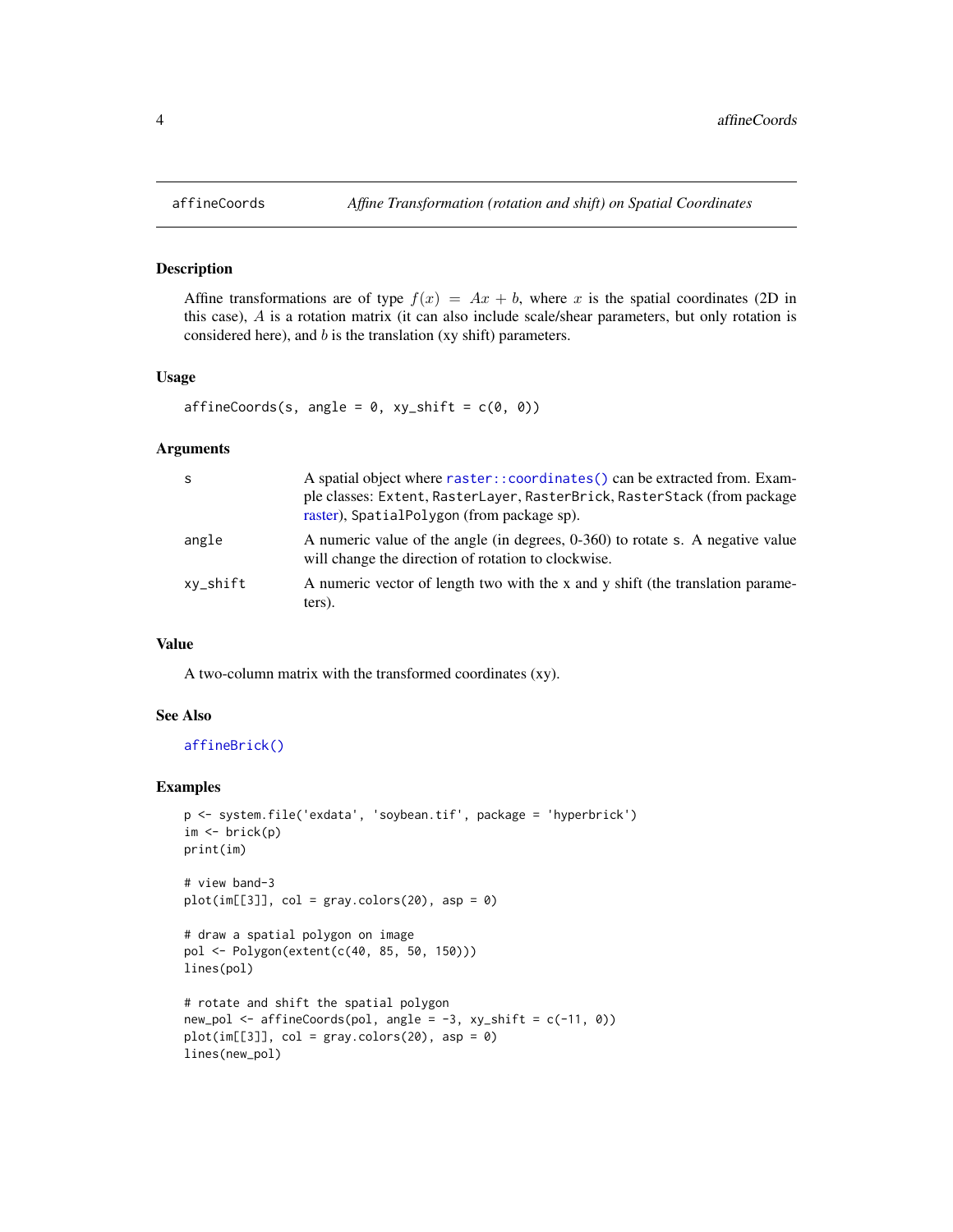## affineCoords — *Affine Transformation (rotation and shift) on Spatial Coordinates*

### Description

Affine transformations are of type $f(x) = Ax + b$, where $x$ is the spatial coordinates (2D in this case), $A$ is a rotation matrix (it can also include scale/shear parameters, but only rotation is considered here), and $b$ is the translation (xy shift) parameters.

### Usage

```
affineCoords(s, angle = 0, xy_shift = c(0, 0))
```

### Arguments

| | |
|---|---|
| `s` | A spatial object where `raster::coordinates()` can be extracted from. Example classes: `Extent`, `RasterLayer`, `RasterBrick`, `RasterStack` (from package raster), `SpatialPolygon` (from package sp). |
| `angle` | A numeric value of the angle (in degrees, 0-360) to rotate `s`. A negative value will change the direction of rotation to clockwise. |
| `xy_shift` | A numeric vector of length two with the x and y shift (the translation parameters). |

### Value

A two-column matrix with the transformed coordinates (xy).

### See Also

`affineBrick()`

### Examples

```
p <- system.file('exdata', 'soybean.tif', package = 'hyperbrick')
im <- brick(p)
print(im)

# view band-3
plot(im[[3]], col = gray.colors(20), asp = 0)

# draw a spatial polygon on image
pol <- Polygon(extent(c(40, 85, 50, 150)))
lines(pol)

# rotate and shift the spatial polygon
new_pol <- affineCoords(pol, angle = -3, xy_shift = c(-11, 0))
plot(im[[3]], col = gray.colors(20), asp = 0)
lines(new_pol)
```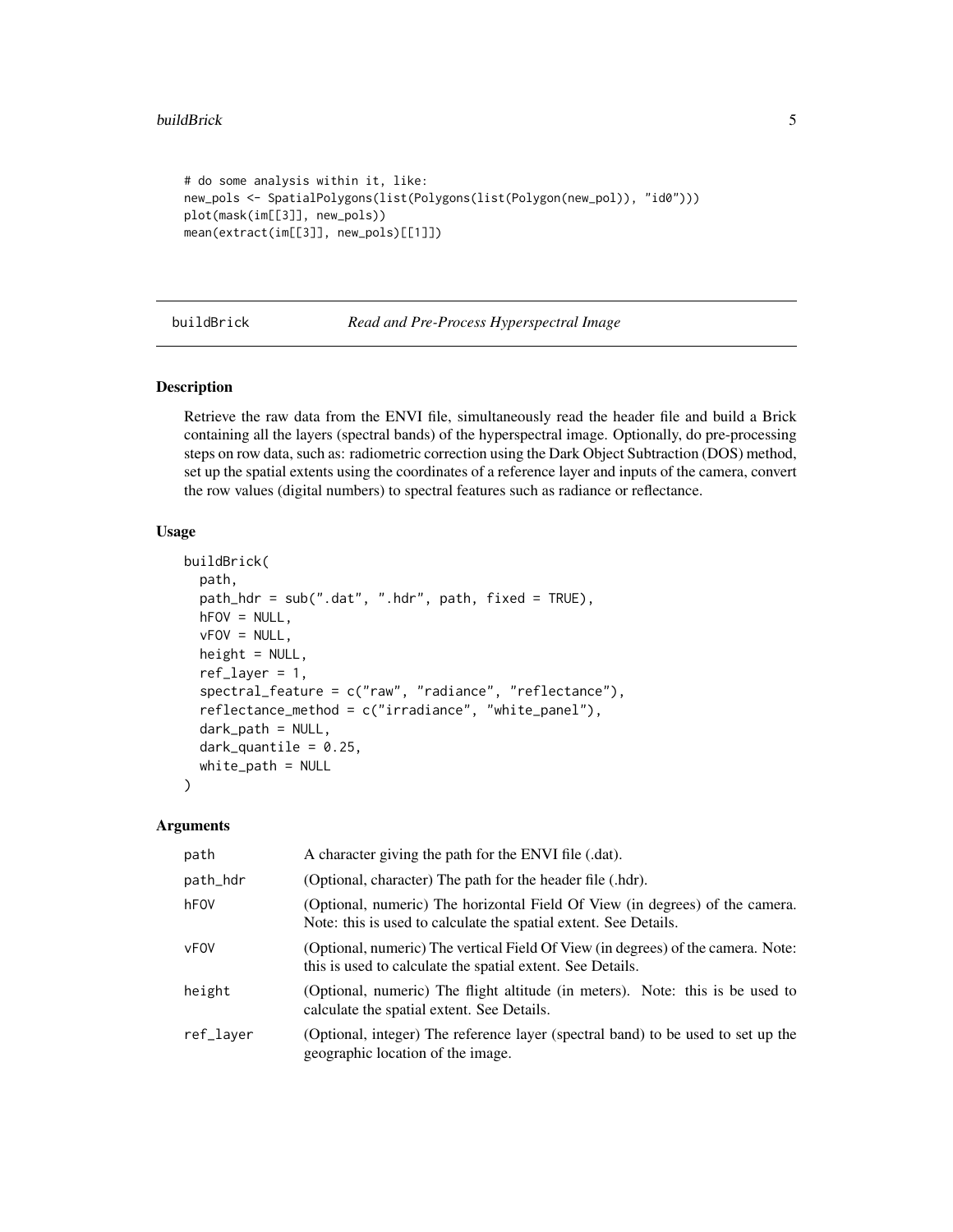```
# do some analysis within it, like:
new_pols <- SpatialPolygons(list(Polygons(list(Polygon(new_pol)), "id0")))
plot(mask(im[[3]], new_pols))
mean(extract(im[[3]], new_pols)[[1]])
```

---

## buildBrick — *Read and Pre-Process Hyperspectral Image*

### Description

Retrieve the raw data from the ENVI file, simultaneously read the header file and build a Brick containing all the layers (spectral bands) of the hyperspectral image. Optionally, do pre-processing steps on row data, such as: radiometric correction using the Dark Object Subtraction (DOS) method, set up the spatial extents using the coordinates of a reference layer and inputs of the camera, convert the row values (digital numbers) to spectral features such as radiance or reflectance.

### Usage

```
buildBrick(
  path,
  path_hdr = sub(".dat", ".hdr", path, fixed = TRUE),
  hFOV = NULL,
  vFOV = NULL,
  height = NULL,
  ref_layer = 1,
  spectral_feature = c("raw", "radiance", "reflectance"),
  reflectance_method = c("irradiance", "white_panel"),
  dark_path = NULL,
  dark_quantile = 0.25,
  white_path = NULL
)
```

### Arguments

| Argument | Description |
|---|---|
| `path` | A character giving the path for the ENVI file (.dat). |
| `path_hdr` | (Optional, character) The path for the header file (.hdr). |
| `hFOV` | (Optional, numeric) The horizontal Field Of View (in degrees) of the camera. Note: this is used to calculate the spatial extent. See Details. |
| `vFOV` | (Optional, numeric) The vertical Field Of View (in degrees) of the camera. Note: this is used to calculate the spatial extent. See Details. |
| `height` | (Optional, numeric) The flight altitude (in meters). Note: this is be used to calculate the spatial extent. See Details. |
| `ref_layer` | (Optional, integer) The reference layer (spectral band) to be used to set up the geographic location of the image. |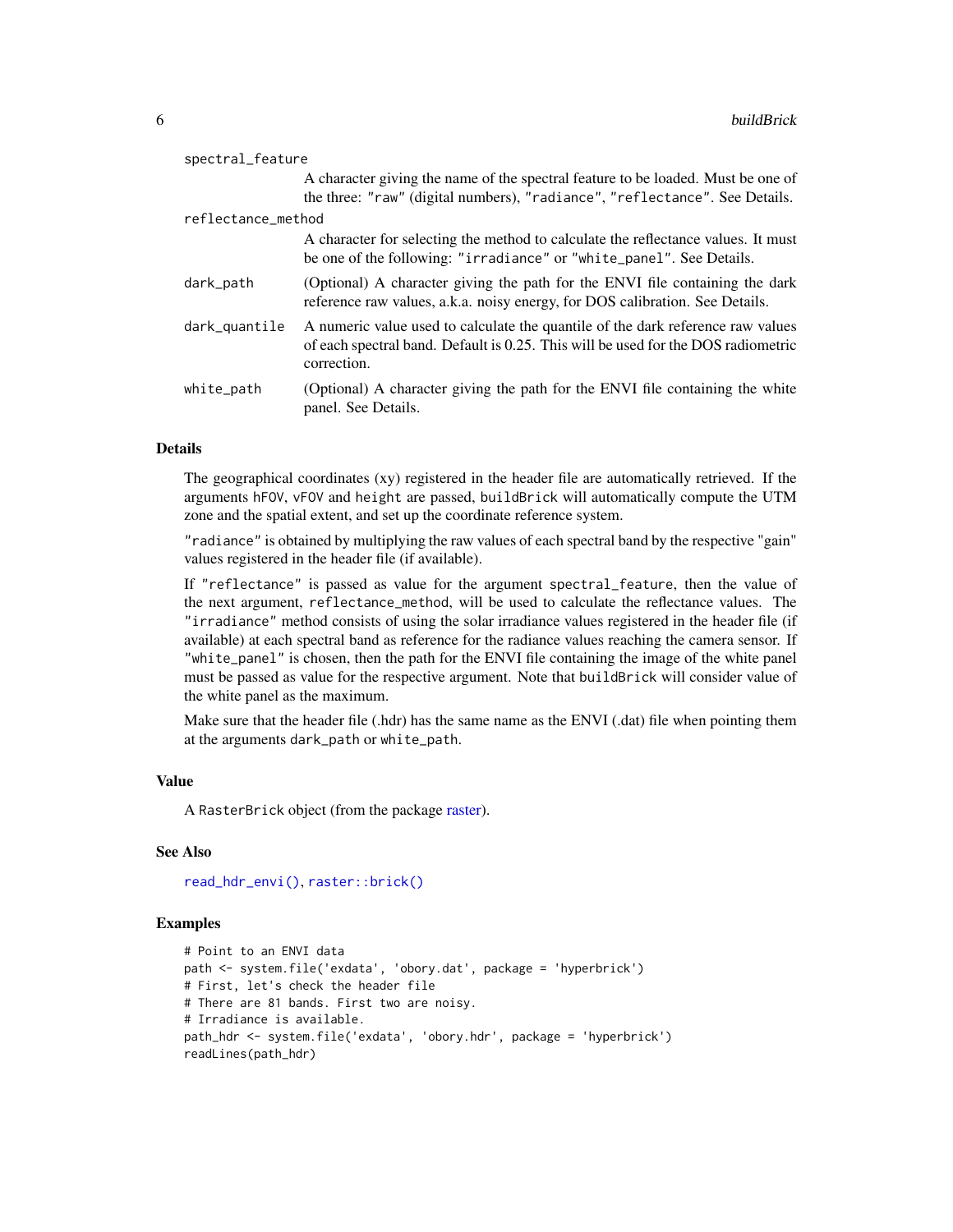spectral_feature
: A character giving the name of the spectral feature to be loaded. Must be one of the three: "raw" (digital numbers), "radiance", "reflectance". See Details.

reflectance_method
: A character for selecting the method to calculate the reflectance values. It must be one of the following: "irradiance" or "white_panel". See Details.

dark_path
: (Optional) A character giving the path for the ENVI file containing the dark reference raw values, a.k.a. noisy energy, for DOS calibration. See Details.

dark_quantile
: A numeric value used to calculate the quantile of the dark reference raw values of each spectral band. Default is 0.25. This will be used for the DOS radiometric correction.

white_path
: (Optional) A character giving the path for the ENVI file containing the white panel. See Details.

### Details

The geographical coordinates (xy) registered in the header file are automatically retrieved. If the arguments hFOV, vFOV and height are passed, buildBrick will automatically compute the UTM zone and the spatial extent, and set up the coordinate reference system.

"radiance" is obtained by multiplying the raw values of each spectral band by the respective "gain" values registered in the header file (if available).

If "reflectance" is passed as value for the argument spectral_feature, then the value of the next argument, reflectance_method, will be used to calculate the reflectance values. The "irradiance" method consists of using the solar irradiance values registered in the header file (if available) at each spectral band as reference for the radiance values reaching the camera sensor. If "white_panel" is chosen, then the path for the ENVI file containing the image of the white panel must be passed as value for the respective argument. Note that buildBrick will consider value of the white panel as the maximum.

Make sure that the header file (.hdr) has the same name as the ENVI (.dat) file when pointing them at the arguments dark_path or white_path.

### Value

A RasterBrick object (from the package raster).

### See Also

read_hdr_envi(), raster::brick()

### Examples

```
# Point to an ENVI data
path <- system.file('exdata', 'obory.dat', package = 'hyperbrick')
# First, let's check the header file
# There are 81 bands. First two are noisy.
# Irradiance is available.
path_hdr <- system.file('exdata', 'obory.hdr', package = 'hyperbrick')
readLines(path_hdr)
```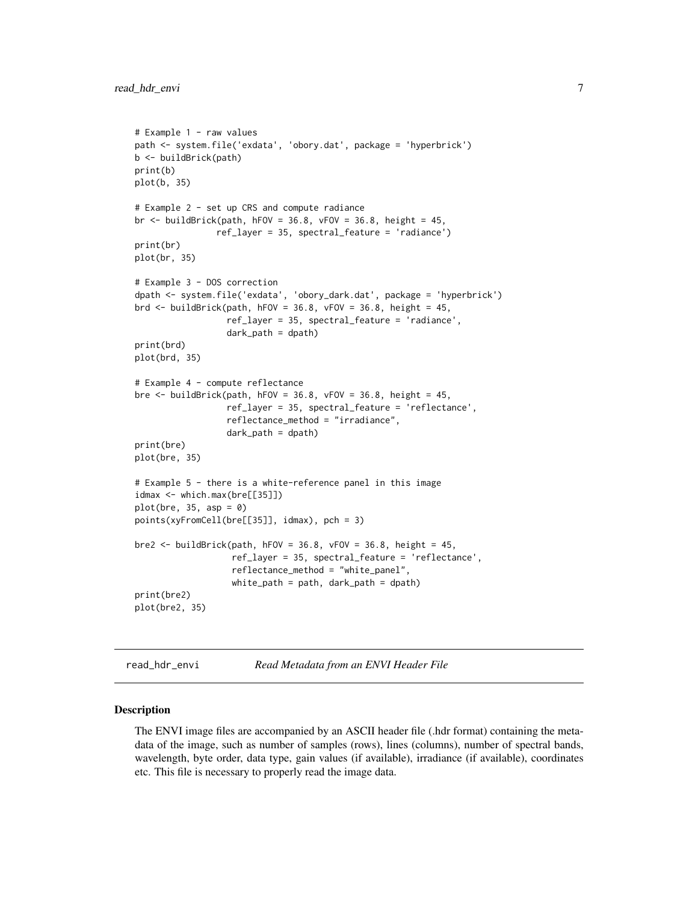```
# Example 1 - raw values
path <- system.file('exdata', 'obory.dat', package = 'hyperbrick')
b <- buildBrick(path)
print(b)
plot(b, 35)

# Example 2 - set up CRS and compute radiance
br <- buildBrick(path, hFOV = 36.8, vFOV = 36.8, height = 45,
                 ref_layer = 35, spectral_feature = 'radiance')
print(br)
plot(br, 35)

# Example 3 - DOS correction
dpath <- system.file('exdata', 'obory_dark.dat', package = 'hyperbrick')
brd <- buildBrick(path, hFOV = 36.8, vFOV = 36.8, height = 45,
                  ref_layer = 35, spectral_feature = 'radiance',
                  dark_path = dpath)
print(brd)
plot(brd, 35)

# Example 4 - compute reflectance
bre <- buildBrick(path, hFOV = 36.8, vFOV = 36.8, height = 45,
                  ref_layer = 35, spectral_feature = 'reflectance',
                  reflectance_method = "irradiance",
                  dark_path = dpath)
print(bre)
plot(bre, 35)

# Example 5 - there is a white-reference panel in this image
idmax <- which.max(bre[[35]])
plot(bre, 35, asp = 0)
points(xyFromCell(bre[[35]], idmax), pch = 3)

bre2 <- buildBrick(path, hFOV = 36.8, vFOV = 36.8, height = 45,
                   ref_layer = 35, spectral_feature = 'reflectance',
                   reflectance_method = "white_panel",
                   white_path = path, dark_path = dpath)
print(bre2)
plot(bre2, 35)
```

## read_hdr_envi — *Read Metadata from an ENVI Header File*

### Description

The ENVI image files are accompanied by an ASCII header file (.hdr format) containing the metadata of the image, such as number of samples (rows), lines (columns), number of spectral bands, wavelength, byte order, data type, gain values (if available), irradiance (if available), coordinates etc. This file is necessary to properly read the image data.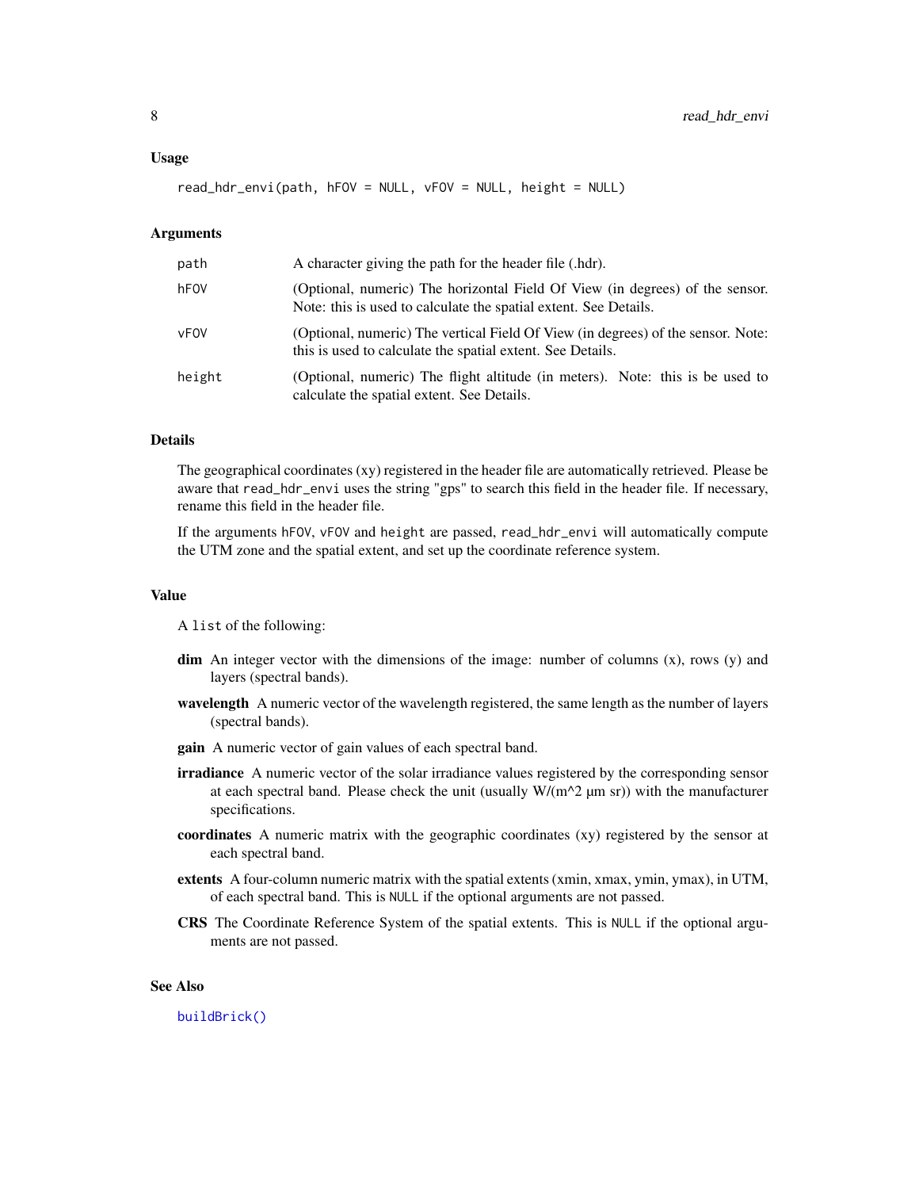### Usage

```
read_hdr_envi(path, hFOV = NULL, vFOV = NULL, height = NULL)
```

### Arguments

| | |
|---|---|
| `path` | A character giving the path for the header file (.hdr). |
| `hFOV` | (Optional, numeric) The horizontal Field Of View (in degrees) of the sensor. Note: this is used to calculate the spatial extent. See Details. |
| `vFOV` | (Optional, numeric) The vertical Field Of View (in degrees) of the sensor. Note: this is used to calculate the spatial extent. See Details. |
| `height` | (Optional, numeric) The flight altitude (in meters). Note: this is be used to calculate the spatial extent. See Details. |

### Details

The geographical coordinates (xy) registered in the header file are automatically retrieved. Please be aware that `read_hdr_envi` uses the string "gps" to search this field in the header file. If necessary, rename this field in the header file.

If the arguments `hFOV`, `vFOV` and `height` are passed, `read_hdr_envi` will automatically compute the UTM zone and the spatial extent, and set up the coordinate reference system.

### Value

A `list` of the following:

- **dim** An integer vector with the dimensions of the image: number of columns (x), rows (y) and layers (spectral bands).
- **wavelength** A numeric vector of the wavelength registered, the same length as the number of layers (spectral bands).
- **gain** A numeric vector of gain values of each spectral band.
- **irradiance** A numeric vector of the solar irradiance values registered by the corresponding sensor at each spectral band. Please check the unit (usually W/(m^2 µm sr)) with the manufacturer specifications.
- **coordinates** A numeric matrix with the geographic coordinates (xy) registered by the sensor at each spectral band.
- **extents** A four-column numeric matrix with the spatial extents (xmin, xmax, ymin, ymax), in UTM, of each spectral band. This is `NULL` if the optional arguments are not passed.
- **CRS** The Coordinate Reference System of the spatial extents. This is `NULL` if the optional arguments are not passed.

### See Also

`buildBrick()`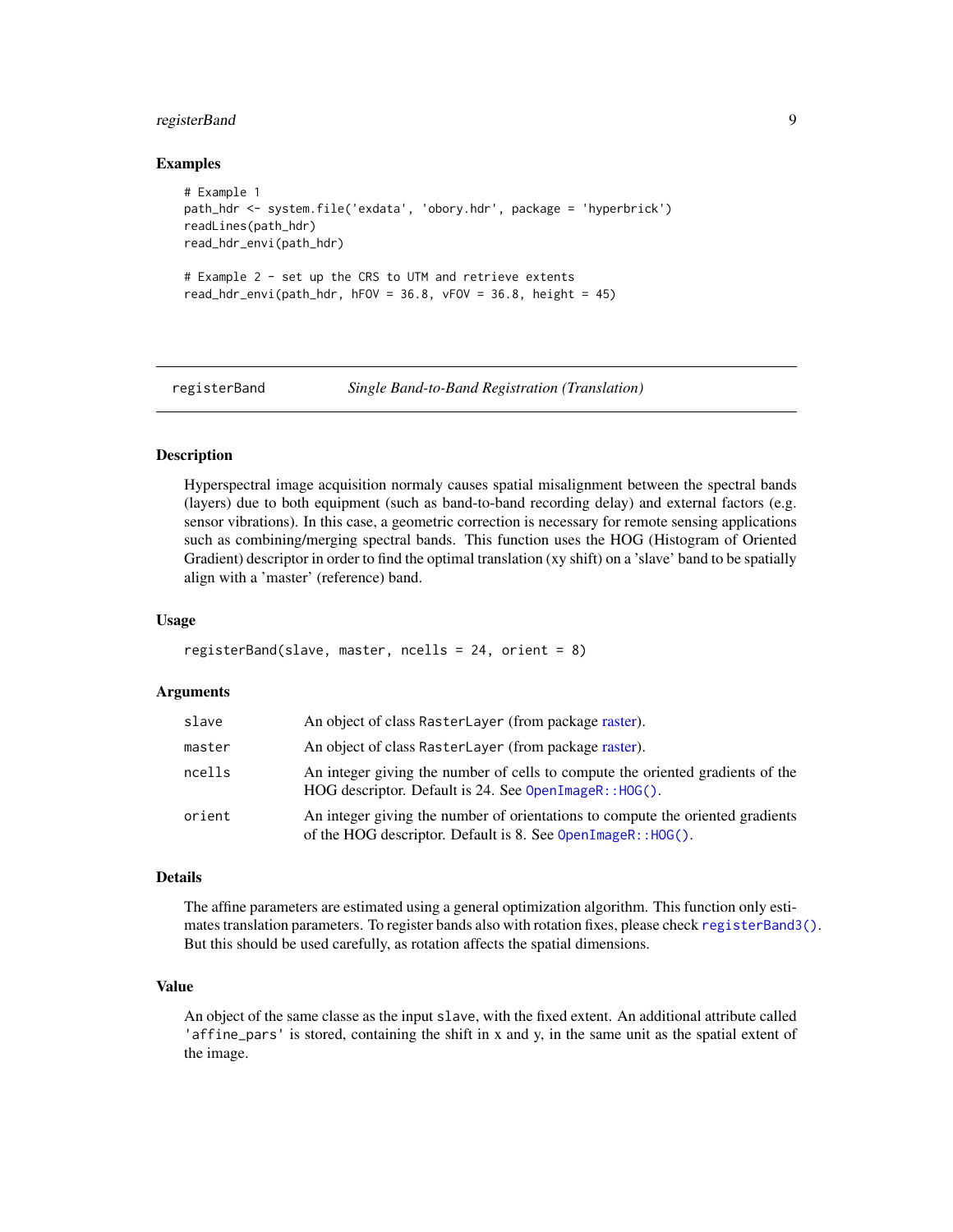### Examples

```
# Example 1
path_hdr <- system.file('exdata', 'obory.hdr', package = 'hyperbrick')
readLines(path_hdr)
read_hdr_envi(path_hdr)

# Example 2 - set up the CRS to UTM and retrieve extents
read_hdr_envi(path_hdr, hFOV = 36.8, vFOV = 36.8, height = 45)
```

---

## registerBand — *Single Band-to-Band Registration (Translation)*

### Description

Hyperspectral image acquisition normaly causes spatial misalignment between the spectral bands (layers) due to both equipment (such as band-to-band recording delay) and external factors (e.g. sensor vibrations). In this case, a geometric correction is necessary for remote sensing applications such as combining/merging spectral bands. This function uses the HOG (Histogram of Oriented Gradient) descriptor in order to find the optimal translation (xy shift) on a 'slave' band to be spatially align with a 'master' (reference) band.

### Usage

```
registerBand(slave, master, ncells = 24, orient = 8)
```

### Arguments

| | |
|---|---|
| `slave` | An object of class `RasterLayer` (from package raster). |
| `master` | An object of class `RasterLayer` (from package raster). |
| `ncells` | An integer giving the number of cells to compute the oriented gradients of the HOG descriptor. Default is 24. See `OpenImageR::HOG()`. |
| `orient` | An integer giving the number of orientations to compute the oriented gradients of the HOG descriptor. Default is 8. See `OpenImageR::HOG()`. |

### Details

The affine parameters are estimated using a general optimization algorithm. This function only estimates translation parameters. To register bands also with rotation fixes, please check `registerBand3()`. But this should be used carefully, as rotation affects the spatial dimensions.

### Value

An object of the same classe as the input `slave`, with the fixed extent. An additional attribute called `'affine_pars'` is stored, containing the shift in x and y, in the same unit as the spatial extent of the image.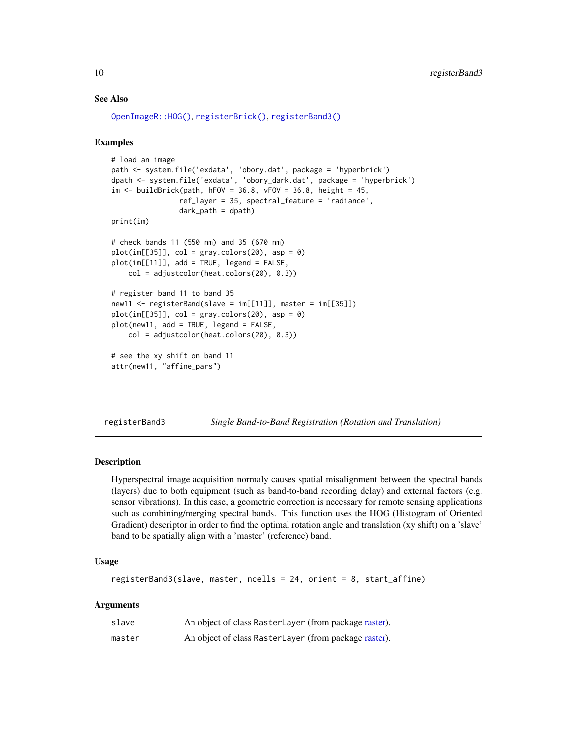## See Also

OpenImageR::HOG(), registerBrick(), registerBand3()

## Examples

```
# load an image
path <- system.file('exdata', 'obory.dat', package = 'hyperbrick')
dpath <- system.file('exdata', 'obory_dark.dat', package = 'hyperbrick')
im <- buildBrick(path, hFOV = 36.8, vFOV = 36.8, height = 45,
                 ref_layer = 35, spectral_feature = 'radiance',
                 dark_path = dpath)
print(im)

# check bands 11 (550 nm) and 35 (670 nm)
plot(im[[35]], col = gray.colors(20), asp = 0)
plot(im[[11]], add = TRUE, legend = FALSE,
    col = adjustcolor(heat.colors(20), 0.3))

# register band 11 to band 35
new11 <- registerBand(slave = im[[11]], master = im[[35]])
plot(im[[35]], col = gray.colors(20), asp = 0)
plot(new11, add = TRUE, legend = FALSE,
    col = adjustcolor(heat.colors(20), 0.3))

# see the xy shift on band 11
attr(new11, "affine_pars")
```

---

# registerBand3 — *Single Band-to-Band Registration (Rotation and Translation)*

## Description

Hyperspectral image acquisition normaly causes spatial misalignment between the spectral bands (layers) due to both equipment (such as band-to-band recording delay) and external factors (e.g. sensor vibrations). In this case, a geometric correction is necessary for remote sensing applications such as combining/merging spectral bands. This function uses the HOG (Histogram of Oriented Gradient) descriptor in order to find the optimal rotation angle and translation (xy shift) on a 'slave' band to be spatially align with a 'master' (reference) band.

## Usage

```
registerBand3(slave, master, ncells = 24, orient = 8, start_affine)
```

## Arguments

| | |
|---|---|
| slave | An object of class RasterLayer (from package raster). |
| master | An object of class RasterLayer (from package raster). |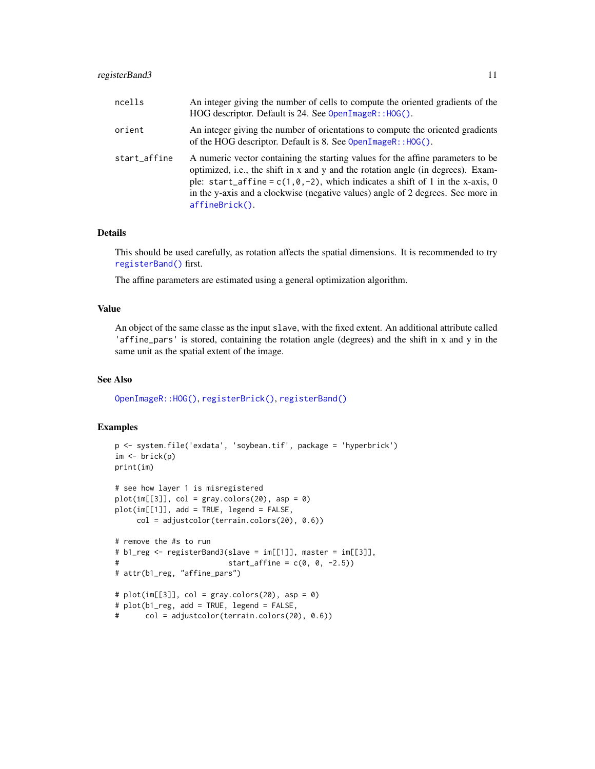| | |
|---|---|
| `ncells` | An integer giving the number of cells to compute the oriented gradients of the HOG descriptor. Default is 24. See `OpenImageR::HOG()`. |
| `orient` | An integer giving the number of orientations to compute the oriented gradients of the HOG descriptor. Default is 8. See `OpenImageR::HOG()`. |
| `start_affine` | A numeric vector containing the starting values for the affine parameters to be optimized, i.e., the shift in x and y and the rotation angle (in degrees). Example: `start_affine = c(1,0,-2)`, which indicates a shift of 1 in the x-axis, 0 in the y-axis and a clockwise (negative values) angle of 2 degrees. See more in `affineBrick()`. |

## Details

This should be used carefully, as rotation affects the spatial dimensions. It is recommended to try `registerBand()` first.

The affine parameters are estimated using a general optimization algorithm.

## Value

An object of the same classe as the input `slave`, with the fixed extent. An additional attribute called `'affine_pars'` is stored, containing the rotation angle (degrees) and the shift in x and y in the same unit as the spatial extent of the image.

## See Also

`OpenImageR::HOG()`, `registerBrick()`, `registerBand()`

## Examples

```
p <- system.file('exdata', 'soybean.tif', package = 'hyperbrick')
im <- brick(p)
print(im)

# see how layer 1 is misregistered
plot(im[[3]], col = gray.colors(20), asp = 0)
plot(im[[1]], add = TRUE, legend = FALSE,
     col = adjustcolor(terrain.colors(20), 0.6))

# remove the #s to run
# b1_reg <- registerBand3(slave = im[[1]], master = im[[3]],
#                         start_affine = c(0, 0, -2.5))
# attr(b1_reg, "affine_pars")

# plot(im[[3]], col = gray.colors(20), asp = 0)
# plot(b1_reg, add = TRUE, legend = FALSE,
#      col = adjustcolor(terrain.colors(20), 0.6))
```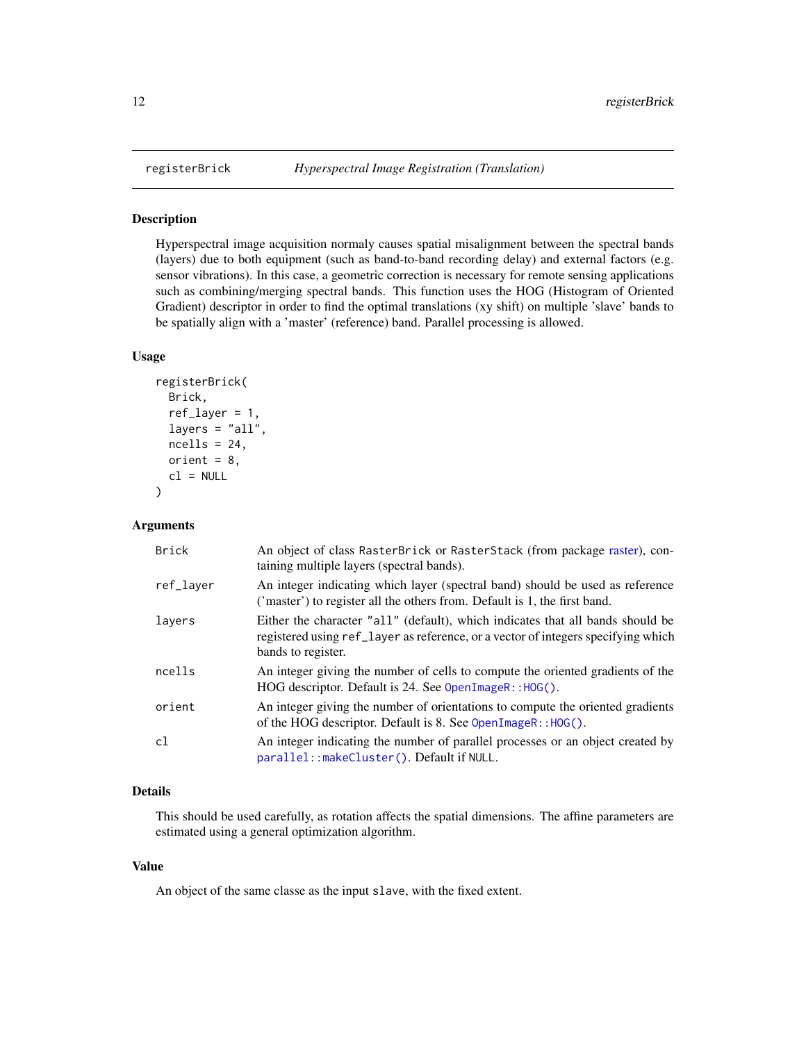# registerBrick — *Hyperspectral Image Registration (Translation)*

## Description

Hyperspectral image acquisition normaly causes spatial misalignment between the spectral bands (layers) due to both equipment (such as band-to-band recording delay) and external factors (e.g. sensor vibrations). In this case, a geometric correction is necessary for remote sensing applications such as combining/merging spectral bands. This function uses the HOG (Histogram of Oriented Gradient) descriptor in order to find the optimal translations (xy shift) on multiple 'slave' bands to be spatially align with a 'master' (reference) band. Parallel processing is allowed.

## Usage

```
registerBrick(
  Brick,
  ref_layer = 1,
  layers = "all",
  ncells = 24,
  orient = 8,
  cl = NULL
)
```

## Arguments

| | |
|---|---|
| `Brick` | An object of class `RasterBrick` or `RasterStack` (from package raster), containing multiple layers (spectral bands). |
| `ref_layer` | An integer indicating which layer (spectral band) should be used as reference ('master') to register all the others from. Default is 1, the first band. |
| `layers` | Either the character `"all"` (default), which indicates that all bands should be registered using `ref_layer` as reference, or a vector of integers specifying which bands to register. |
| `ncells` | An integer giving the number of cells to compute the oriented gradients of the HOG descriptor. Default is 24. See `OpenImageR::HOG()`. |
| `orient` | An integer giving the number of orientations to compute the oriented gradients of the HOG descriptor. Default is 8. See `OpenImageR::HOG()`. |
| `cl` | An integer indicating the number of parallel processes or an object created by `parallel::makeCluster()`. Default if `NULL`. |

## Details

This should be used carefully, as rotation affects the spatial dimensions. The affine parameters are estimated using a general optimization algorithm.

## Value

An object of the same classe as the input `slave`, with the fixed extent.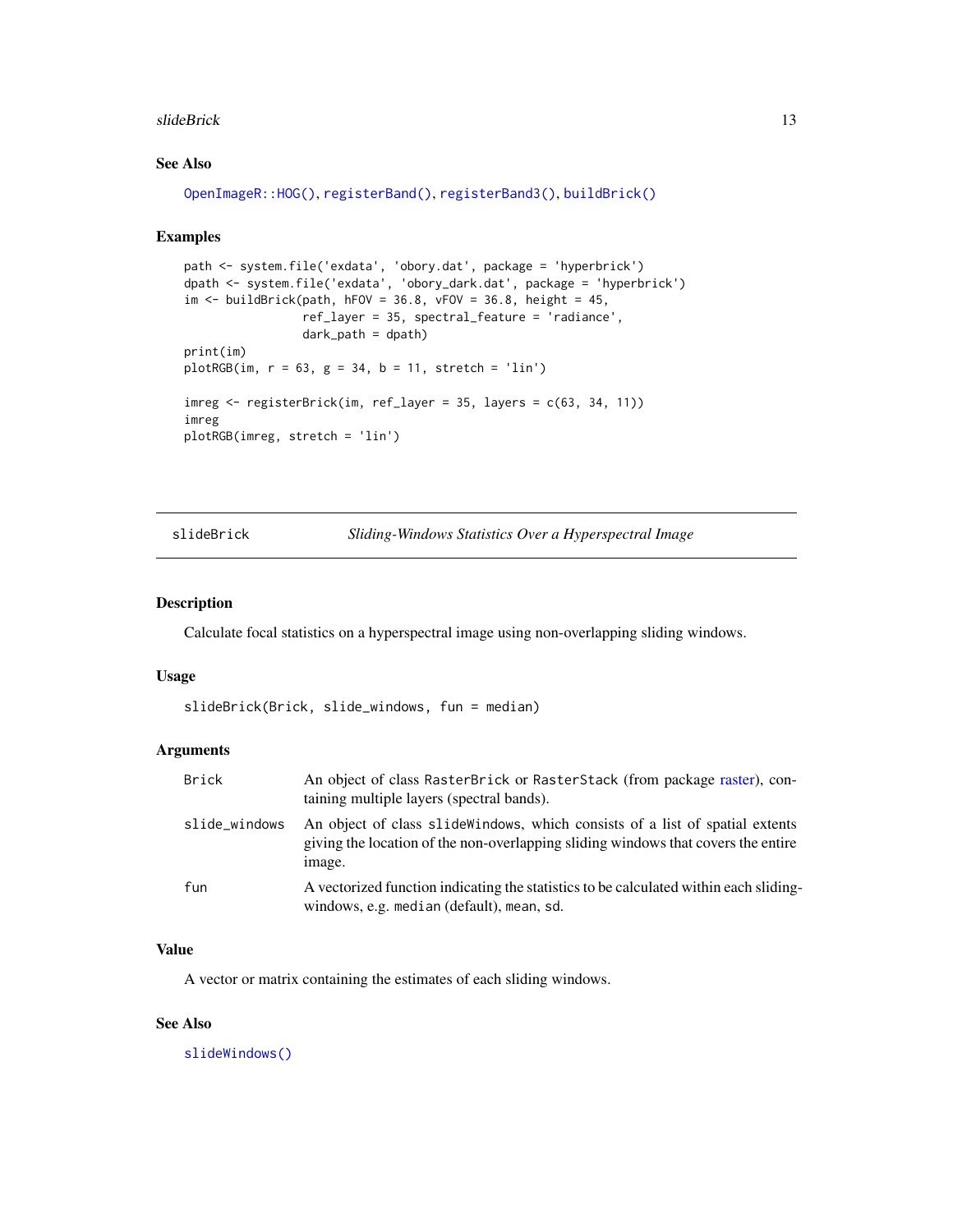### See Also

OpenImageR::HOG(), registerBand(), registerBand3(), buildBrick()

### Examples

```
path <- system.file('exdata', 'obory.dat', package = 'hyperbrick')
dpath <- system.file('exdata', 'obory_dark.dat', package = 'hyperbrick')
im <- buildBrick(path, hFOV = 36.8, vFOV = 36.8, height = 45,
                 ref_layer = 35, spectral_feature = 'radiance',
                 dark_path = dpath)
print(im)
plotRGB(im, r = 63, g = 34, b = 11, stretch = 'lin')

imreg <- registerBrick(im, ref_layer = 35, layers = c(63, 34, 11))
imreg
plotRGB(imreg, stretch = 'lin')
```

---

## slideBrick — *Sliding-Windows Statistics Over a Hyperspectral Image*

### Description

Calculate focal statistics on a hyperspectral image using non-overlapping sliding windows.

### Usage

```
slideBrick(Brick, slide_windows, fun = median)
```

### Arguments

| Argument | Description |
| --- | --- |
| Brick | An object of class RasterBrick or RasterStack (from package raster), containing multiple layers (spectral bands). |
| slide_windows | An object of class slideWindows, which consists of a list of spatial extents giving the location of the non-overlapping sliding windows that covers the entire image. |
| fun | A vectorized function indicating the statistics to be calculated within each sliding-windows, e.g. median (default), mean, sd. |

### Value

A vector or matrix containing the estimates of each sliding windows.

### See Also

slideWindows()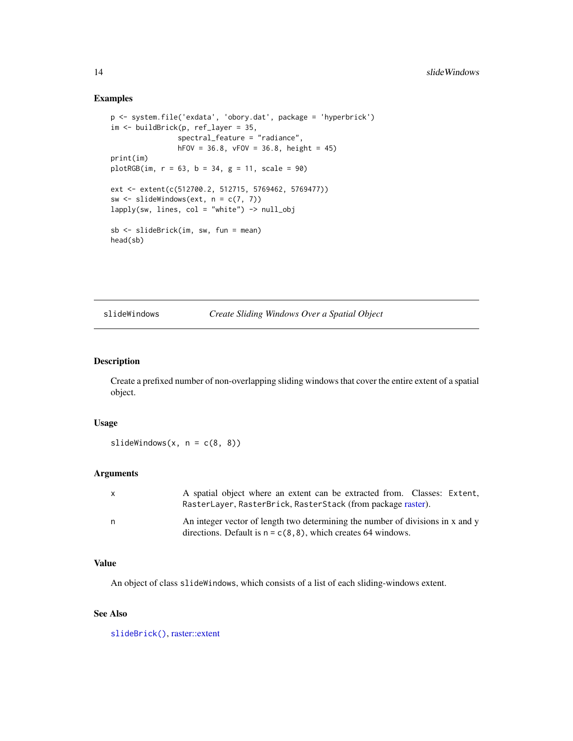## Examples

```
p <- system.file('exdata', 'obory.dat', package = 'hyperbrick')
im <- buildBrick(p, ref_layer = 35,
                 spectral_feature = "radiance",
                 hFOV = 36.8, vFOV = 36.8, height = 45)
print(im)
plotRGB(im, r = 63, b = 34, g = 11, scale = 90)

ext <- extent(c(512700.2, 512715, 5769462, 5769477))
sw <- slideWindows(ext, n = c(7, 7))
lapply(sw, lines, col = "white") -> null_obj

sb <- slideBrick(im, sw, fun = mean)
head(sb)
```

---

# slideWindows — *Create Sliding Windows Over a Spatial Object*

## Description

Create a prefixed number of non-overlapping sliding windows that cover the entire extent of a spatial object.

## Usage

```
slideWindows(x, n = c(8, 8))
```

## Arguments

| | |
|---|---|
| x | A spatial object where an extent can be extracted from. Classes: `Extent`, `RasterLayer`, `RasterBrick`, `RasterStack` (from package raster). |
| n | An integer vector of length two determining the number of divisions in x and y directions. Default is `n = c(8,8)`, which creates 64 windows. |

## Value

An object of class `slideWindows`, which consists of a list of each sliding-windows extent.

## See Also

`slideBrick()`, raster::extent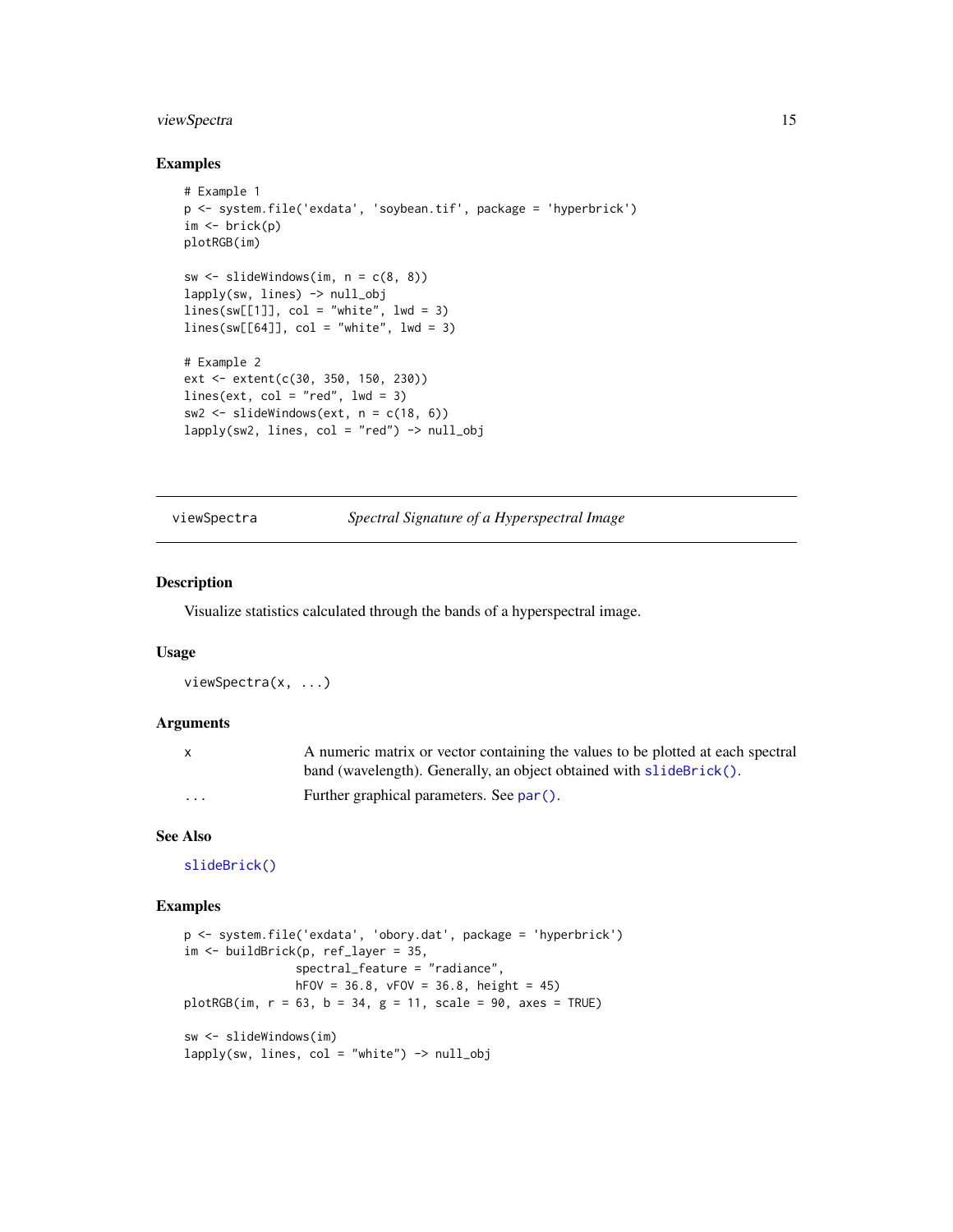## Examples

```
# Example 1
p <- system.file('exdata', 'soybean.tif', package = 'hyperbrick')
im <- brick(p)
plotRGB(im)

sw <- slideWindows(im, n = c(8, 8))
lapply(sw, lines) -> null_obj
lines(sw[[1]], col = "white", lwd = 3)
lines(sw[[64]], col = "white", lwd = 3)

# Example 2
ext <- extent(c(30, 350, 150, 230))
lines(ext, col = "red", lwd = 3)
sw2 <- slideWindows(ext, n = c(18, 6))
lapply(sw2, lines, col = "red") -> null_obj
```

---

# viewSpectra — *Spectral Signature of a Hyperspectral Image*

## Description

Visualize statistics calculated through the bands of a hyperspectral image.

## Usage

```
viewSpectra(x, ...)
```

## Arguments

| | |
|---|---|
| x | A numeric matrix or vector containing the values to be plotted at each spectral band (wavelength). Generally, an object obtained with slideBrick(). |
| ... | Further graphical parameters. See par(). |

## See Also

slideBrick()

## Examples

```
p <- system.file('exdata', 'obory.dat', package = 'hyperbrick')
im <- buildBrick(p, ref_layer = 35,
                 spectral_feature = "radiance",
                 hFOV = 36.8, vFOV = 36.8, height = 45)
plotRGB(im, r = 63, b = 34, g = 11, scale = 90, axes = TRUE)

sw <- slideWindows(im)
lapply(sw, lines, col = "white") -> null_obj
```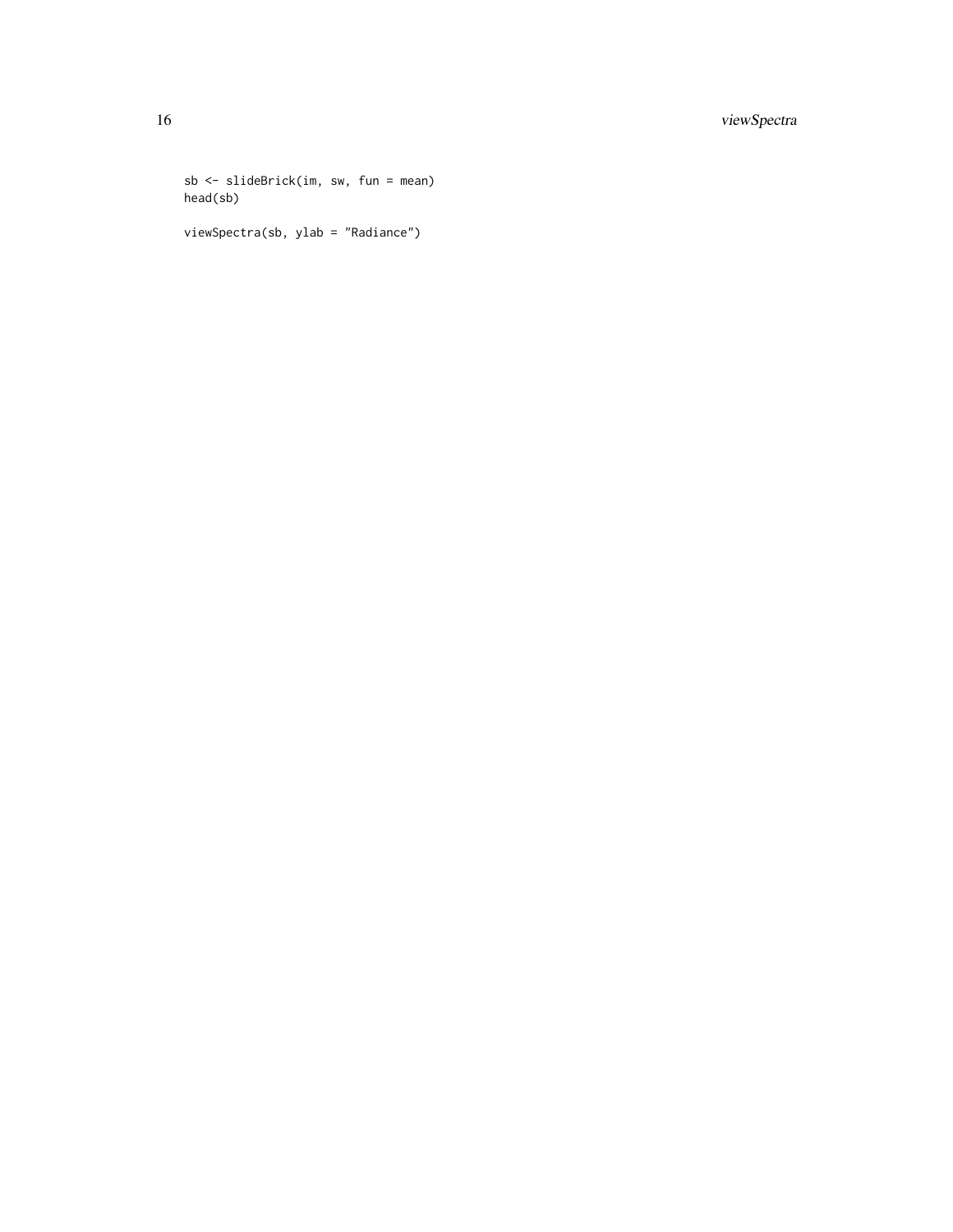```
sb <- slideBrick(im, sw, fun = mean)
head(sb)

viewSpectra(sb, ylab = "Radiance")
```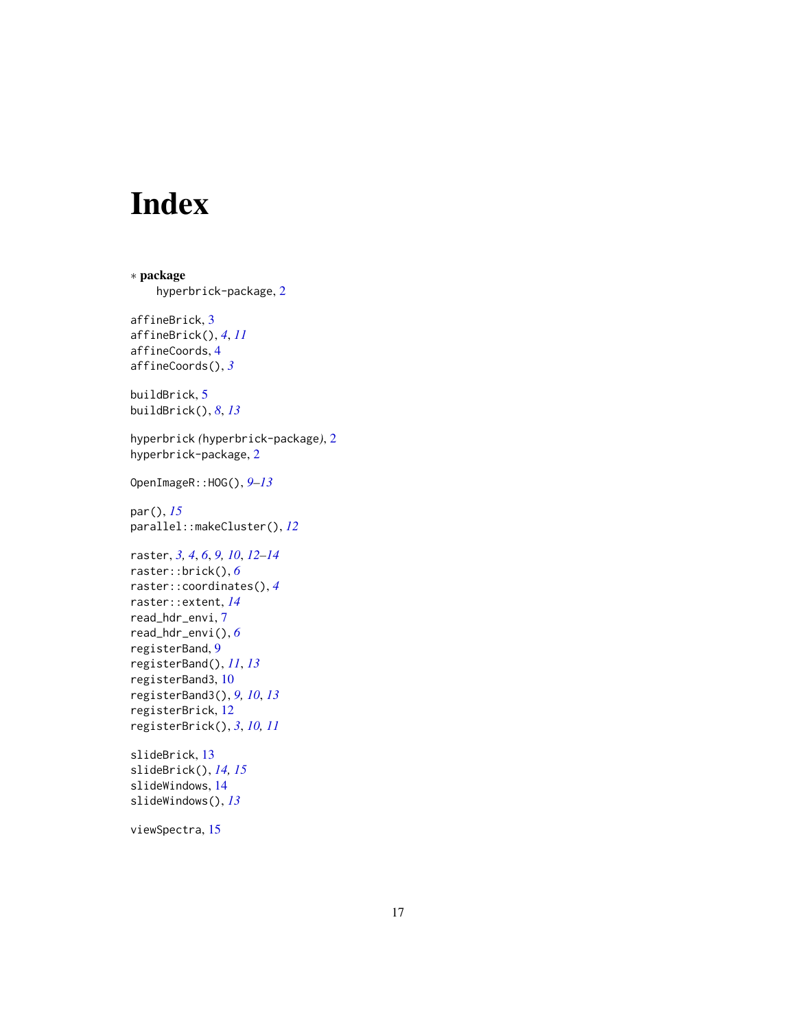# Index

∗ **package**

    hyperbrick-package, 2

affineBrick, 3
affineBrick(), *4*, *11*
affineCoords, 4
affineCoords(), *3*

buildBrick, 5
buildBrick(), *8*, *13*

hyperbrick *(*hyperbrick-package*)*, 2
hyperbrick-package, 2

OpenImageR::HOG(), *9–13*

par(), *15*
parallel::makeCluster(), *12*

raster, *3, 4*, *6*, *9, 10*, *12–14*
raster::brick(), *6*
raster::coordinates(), *4*
raster::extent, *14*
read_hdr_envi, 7
read_hdr_envi(), *6*
registerBand, 9
registerBand(), *11*, *13*
registerBand3, 10
registerBand3(), *9, 10*, *13*
registerBrick, 12
registerBrick(), *3*, *10, 11*

slideBrick, 13
slideBrick(), *14, 15*
slideWindows, 14
slideWindows(), *13*

viewSpectra, 15